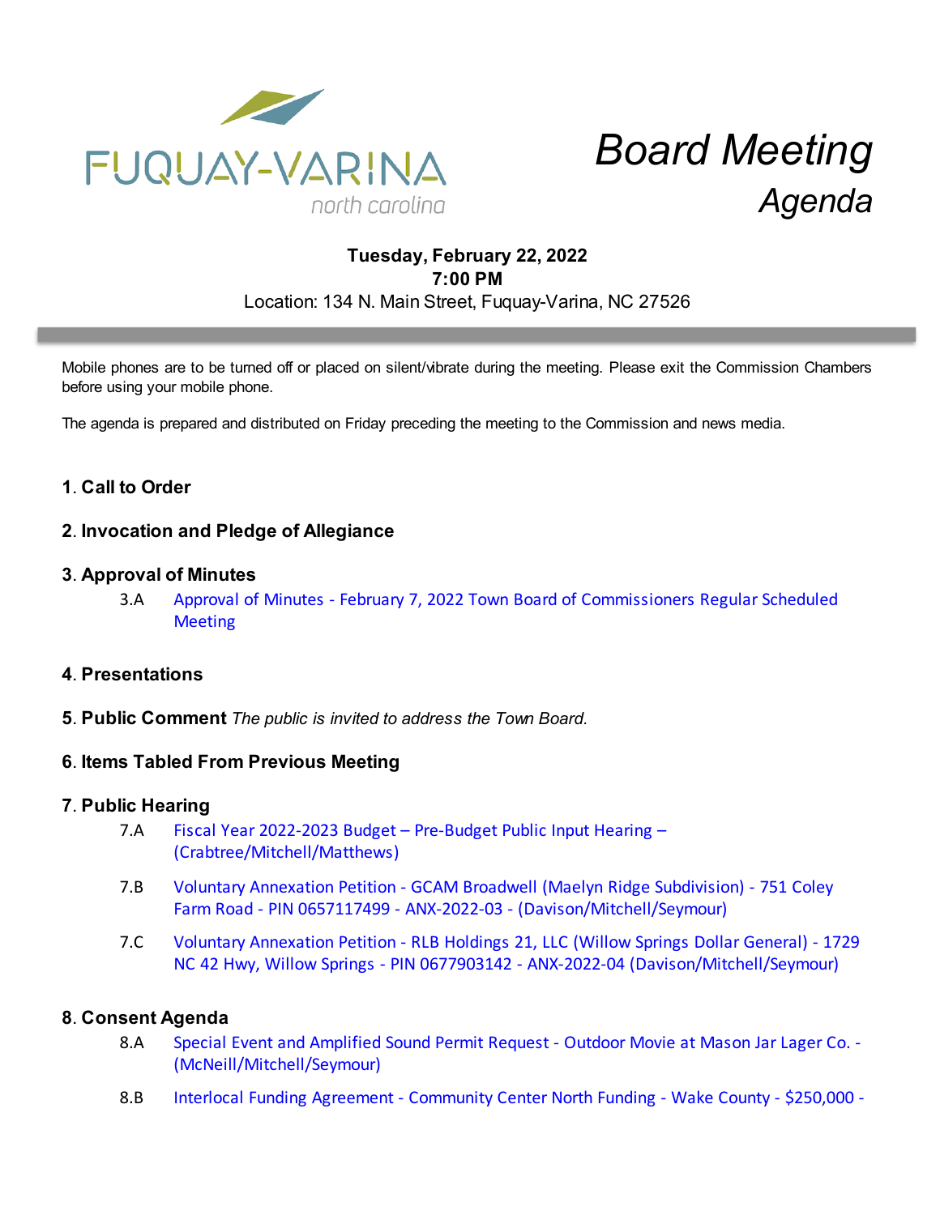FUQUAY-VARINA
north carolina

# *Board Meeting*
## *Agenda*

**Tuesday, February 22, 2022**
**7:00 PM**
Location: 134 N. Main Street, Fuquay-Varina, NC 27526

Mobile phones are to be turned off or placed on silent/vibrate during the meeting. Please exit the Commission Chambers before using your mobile phone.

The agenda is prepared and distributed on Friday preceding the meeting to the Commission and news media.

**1. Call to Order**

**2. Invocation and Pledge of Allegiance**

**3. Approval of Minutes**

3.A Approval of Minutes - February 7, 2022 Town Board of Commissioners Regular Scheduled Meeting

**4. Presentations**

**5. Public Comment** *The public is invited to address the Town Board.*

**6. Items Tabled From Previous Meeting**

**7. Public Hearing**

7.A Fiscal Year 2022-2023 Budget – Pre-Budget Public Input Hearing – (Crabtree/Mitchell/Matthews)

7.B Voluntary Annexation Petition - GCAM Broadwell (Maelyn Ridge Subdivision) - 751 Coley Farm Road - PIN 0657117499 - ANX-2022-03 - (Davison/Mitchell/Seymour)

7.C Voluntary Annexation Petition - RLB Holdings 21, LLC (Willow Springs Dollar General) - 1729 NC 42 Hwy, Willow Springs - PIN 0677903142 - ANX-2022-04 (Davison/Mitchell/Seymour)

**8. Consent Agenda**

8.A Special Event and Amplified Sound Permit Request - Outdoor Movie at Mason Jar Lager Co. - (McNeill/Mitchell/Seymour)

8.B Interlocal Funding Agreement - Community Center North Funding - Wake County - $250,000 -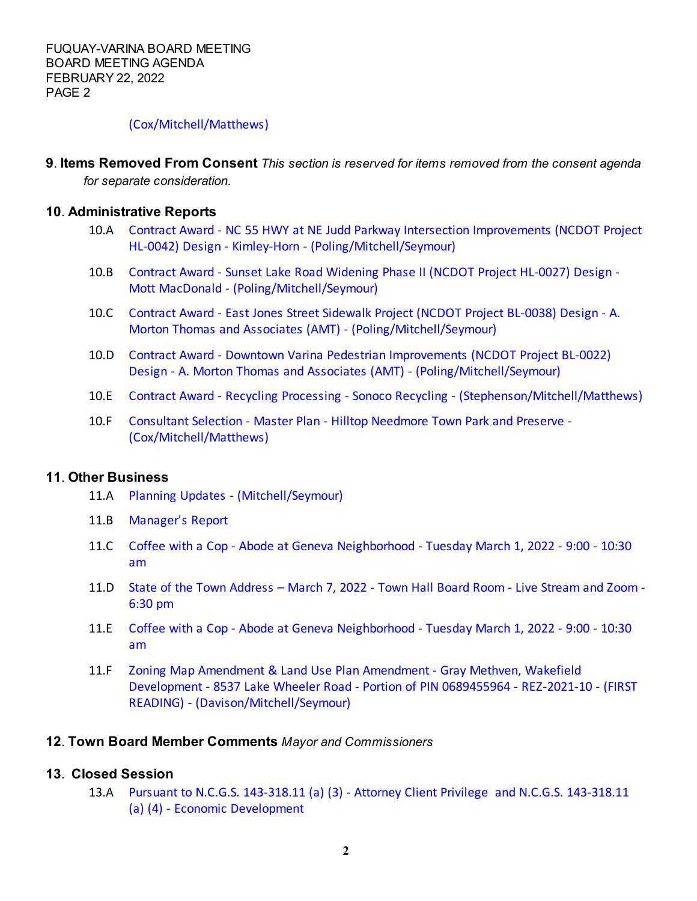(Cox/Mitchell/Matthews)

**9. Items Removed From Consent** *This section is reserved for items removed from the consent agenda for separate consideration.*

**10. Administrative Reports**

10.A Contract Award - NC 55 HWY at NE Judd Parkway Intersection Improvements (NCDOT Project HL-0042) Design - Kimley-Horn - (Poling/Mitchell/Seymour)

10.B Contract Award - Sunset Lake Road Widening Phase II (NCDOT Project HL-0027) Design - Mott MacDonald - (Poling/Mitchell/Seymour)

10.C Contract Award - East Jones Street Sidewalk Project (NCDOT Project BL-0038) Design - A. Morton Thomas and Associates (AMT) - (Poling/Mitchell/Seymour)

10.D Contract Award - Downtown Varina Pedestrian Improvements (NCDOT Project BL-0022) Design - A. Morton Thomas and Associates (AMT) - (Poling/Mitchell/Seymour)

10.E Contract Award - Recycling Processing - Sonoco Recycling - (Stephenson/Mitchell/Matthews)

10.F Consultant Selection - Master Plan - Hilltop Needmore Town Park and Preserve - (Cox/Mitchell/Matthews)

**11. Other Business**

11.A Planning Updates - (Mitchell/Seymour)

11.B Manager's Report

11.C Coffee with a Cop - Abode at Geneva Neighborhood - Tuesday March 1, 2022 - 9:00 - 10:30 am

11.D State of the Town Address – March 7, 2022 - Town Hall Board Room - Live Stream and Zoom - 6:30 pm

11.E Coffee with a Cop - Abode at Geneva Neighborhood - Tuesday March 1, 2022 - 9:00 - 10:30 am

11.F Zoning Map Amendment & Land Use Plan Amendment - Gray Methven, Wakefield Development - 8537 Lake Wheeler Road - Portion of PIN 0689455964 - REZ-2021-10 - (FIRST READING) - (Davison/Mitchell/Seymour)

**12. Town Board Member Comments** *Mayor and Commissioners*

**13. Closed Session**

13.A Pursuant to N.C.G.S. 143-318.11 (a) (3) - Attorney Client Privilege and N.C.G.S. 143-318.11 (a) (4) - Economic Development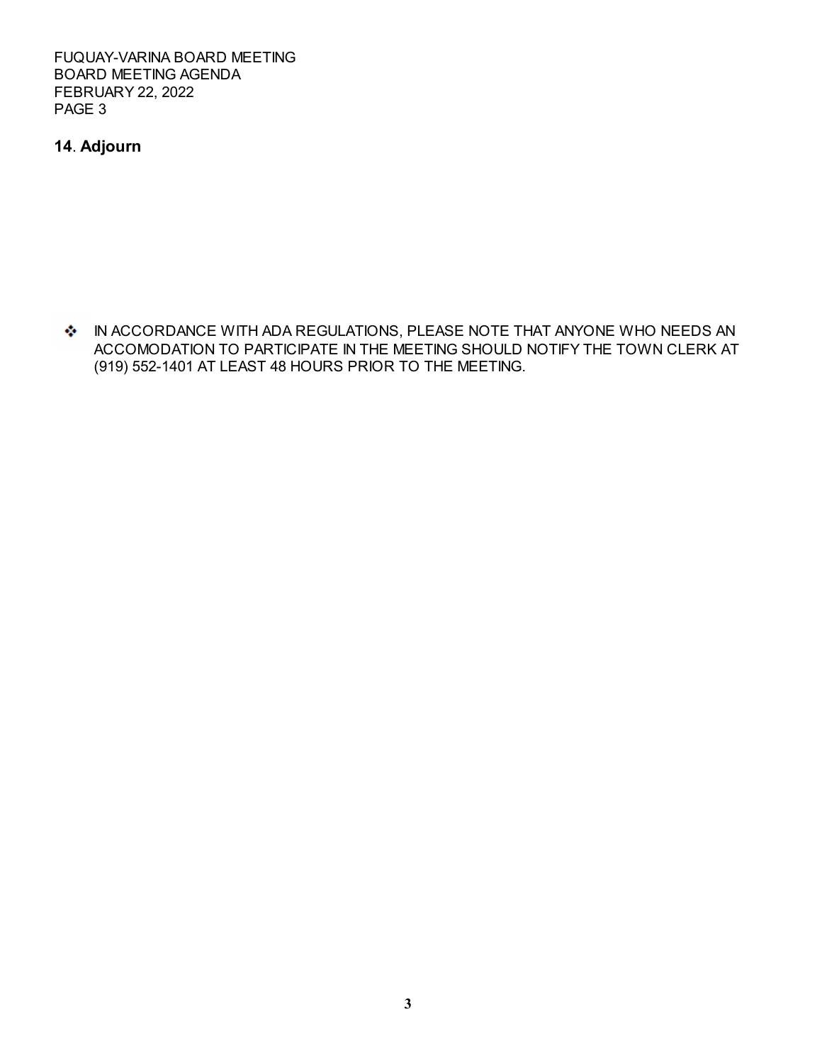**14**. **Adjourn**

- IN ACCORDANCE WITH ADA REGULATIONS, PLEASE NOTE THAT ANYONE WHO NEEDS AN ACCOMODATION TO PARTICIPATE IN THE MEETING SHOULD NOTIFY THE TOWN CLERK AT (919) 552-1401 AT LEAST 48 HOURS PRIOR TO THE MEETING.